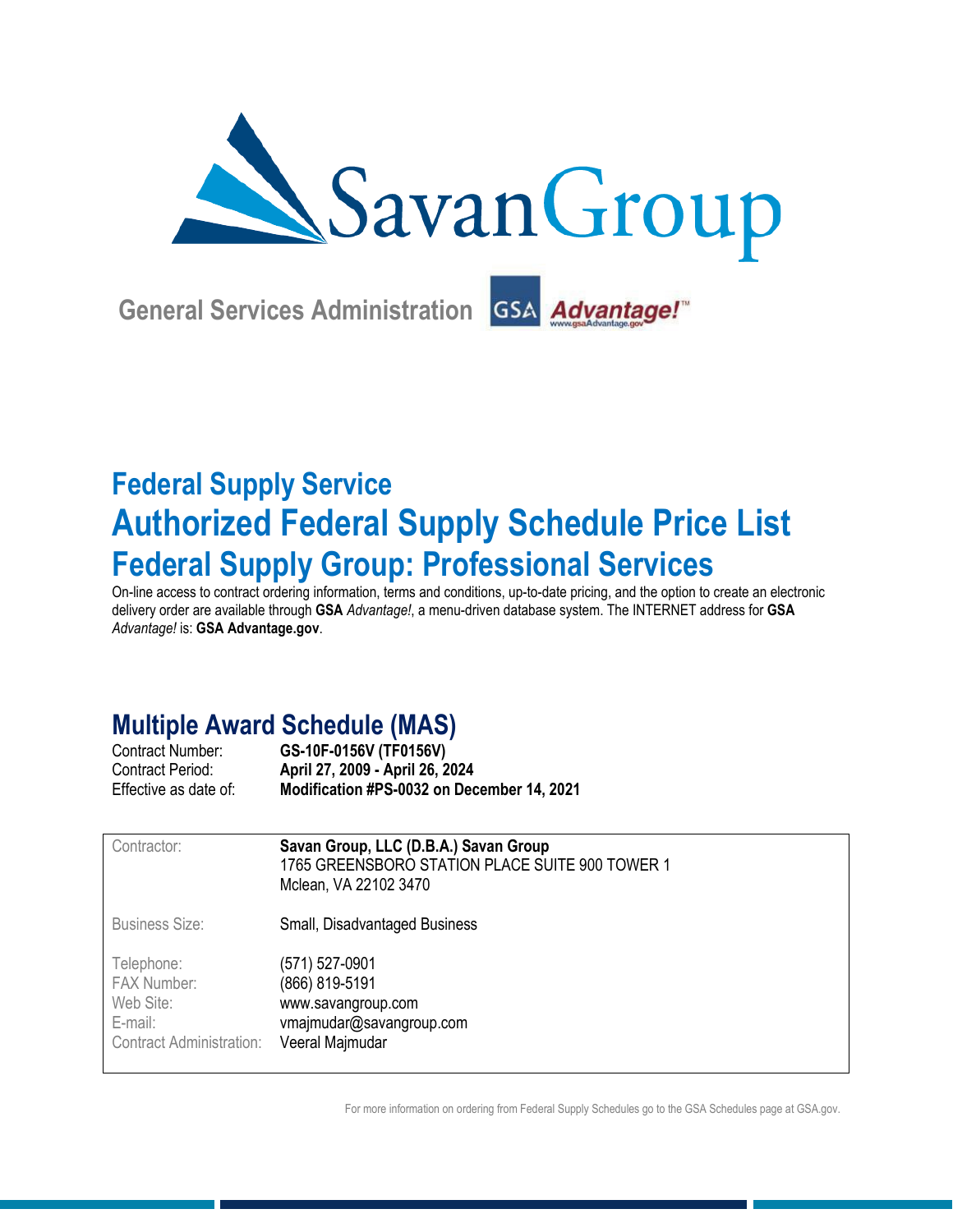# SavanGroup

**General Services Administration** GSA *Advantage!*™ www.gsaAdvantage.gov

## Federal Supply Service

## Authorized Federal Supply Schedule Price List

## Federal Supply Group: Professional Services

On-line access to contract ordering information, terms and conditions, up-to-date pricing, and the option to create an electronic delivery order are available through **GSA** *Advantage!*, a menu-driven database system. The INTERNET address for **GSA** *Advantage!* is: **GSA Advantage.gov**.

## Multiple Award Schedule (MAS)

| | |
|---|---|
| Contract Number: | **GS-10F-0156V (TF0156V)** |
| Contract Period: | **April 27, 2009 - April 26, 2024** |
| Effective as date of: | **Modification #PS-0032 on December 14, 2021** |

| | |
|---|---|
| Contractor: | **Savan Group, LLC (D.B.A.) Savan Group**<br>1765 GREENSBORO STATION PLACE SUITE 900 TOWER 1<br>Mclean, VA 22102 3470 |
| Business Size: | Small, Disadvantaged Business |
| Telephone: | (571) 527-0901 |
| FAX Number: | (866) 819-5191 |
| Web Site: | www.savangroup.com |
| E-mail: | vmajmudar@savangroup.com |
| Contract Administration: | Veeral Majmudar |

For more information on ordering from Federal Supply Schedules go to the GSA Schedules page at GSA.gov.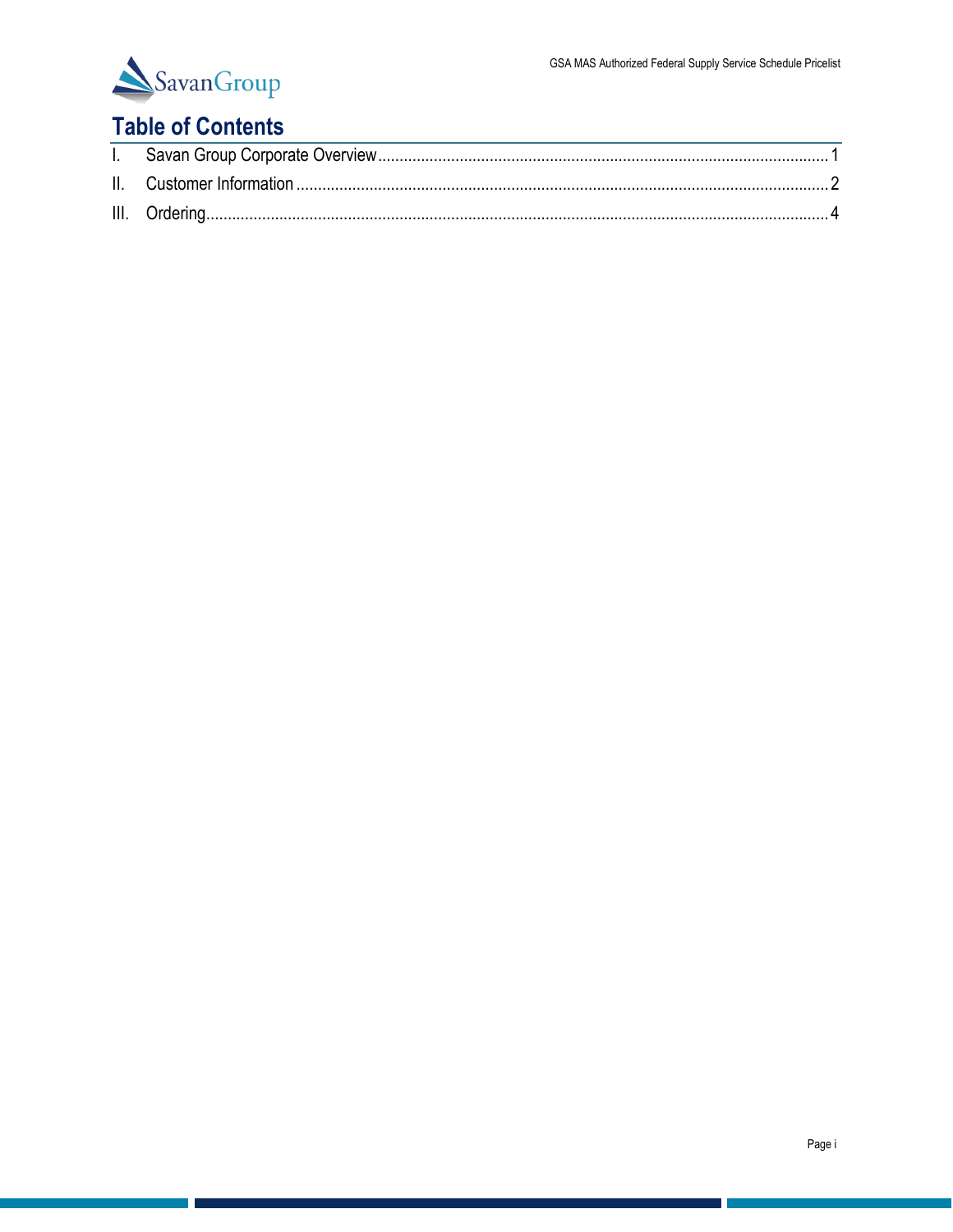# Table of Contents

I. Savan Group Corporate Overview .......... 1

II. Customer Information .......... 2

III. Ordering .......... 4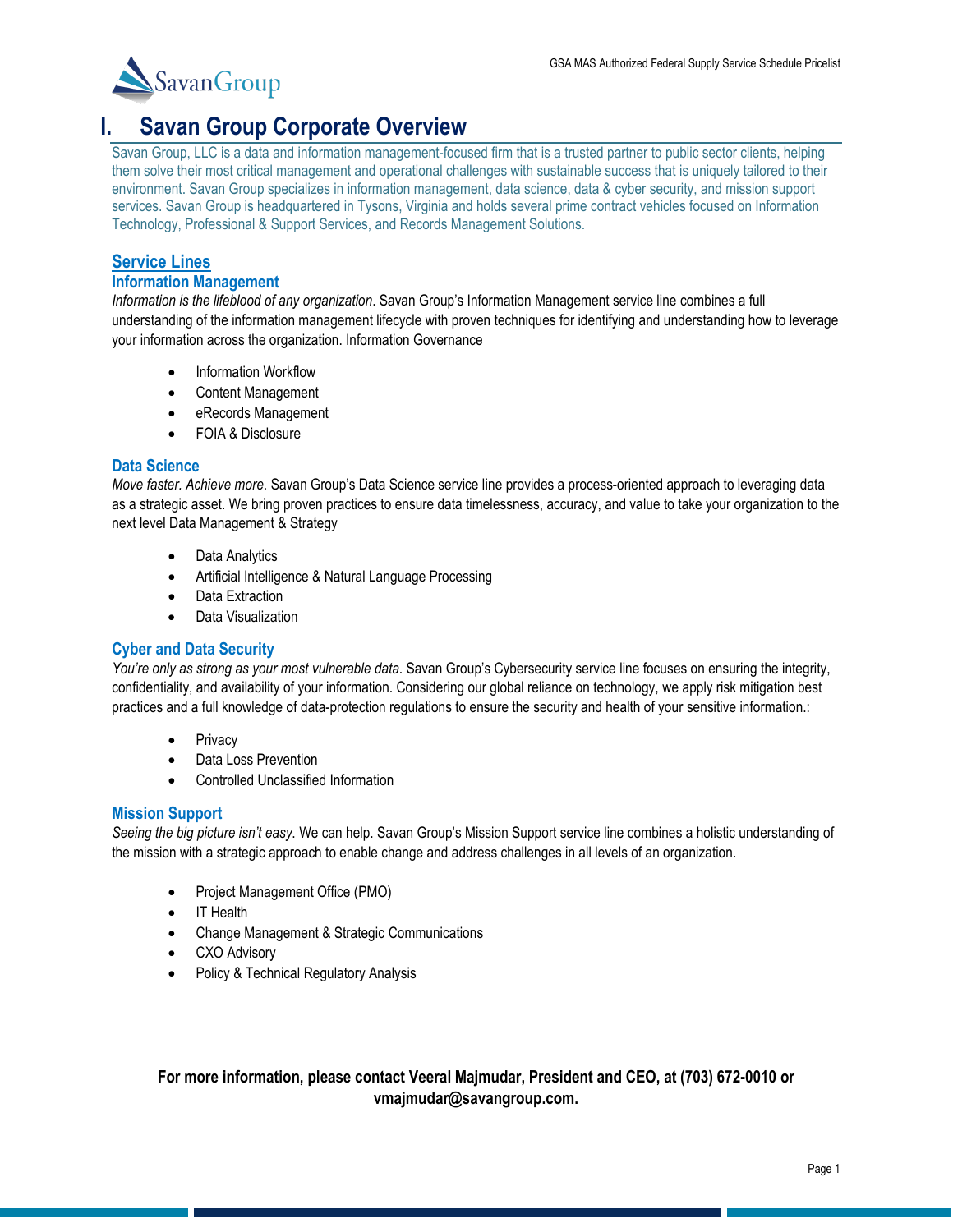# I. Savan Group Corporate Overview

Savan Group, LLC is a data and information management-focused firm that is a trusted partner to public sector clients, helping them solve their most critical management and operational challenges with sustainable success that is uniquely tailored to their environment. Savan Group specializes in information management, data science, data & cyber security, and mission support services. Savan Group is headquartered in Tysons, Virginia and holds several prime contract vehicles focused on Information Technology, Professional & Support Services, and Records Management Solutions.

## Service Lines

### Information Management

*Information is the lifeblood of any organization*. Savan Group's Information Management service line combines a full understanding of the information management lifecycle with proven techniques for identifying and understanding how to leverage your information across the organization. Information Governance

- Information Workflow
- Content Management
- eRecords Management
- FOIA & Disclosure

### Data Science

*Move faster. Achieve more.* Savan Group's Data Science service line provides a process-oriented approach to leveraging data as a strategic asset. We bring proven practices to ensure data timelessness, accuracy, and value to take your organization to the next level Data Management & Strategy

- Data Analytics
- Artificial Intelligence & Natural Language Processing
- Data Extraction
- Data Visualization

### Cyber and Data Security

*You're only as strong as your most vulnerable data.* Savan Group's Cybersecurity service line focuses on ensuring the integrity, confidentiality, and availability of your information. Considering our global reliance on technology, we apply risk mitigation best practices and a full knowledge of data-protection regulations to ensure the security and health of your sensitive information.:

- Privacy
- Data Loss Prevention
- Controlled Unclassified Information

### Mission Support

*Seeing the big picture isn't easy.* We can help. Savan Group's Mission Support service line combines a holistic understanding of the mission with a strategic approach to enable change and address challenges in all levels of an organization.

- Project Management Office (PMO)
- IT Health
- Change Management & Strategic Communications
- CXO Advisory
- Policy & Technical Regulatory Analysis

**For more information, please contact Veeral Majmudar, President and CEO, at (703) 672-0010 or vmajmudar@savangroup.com.**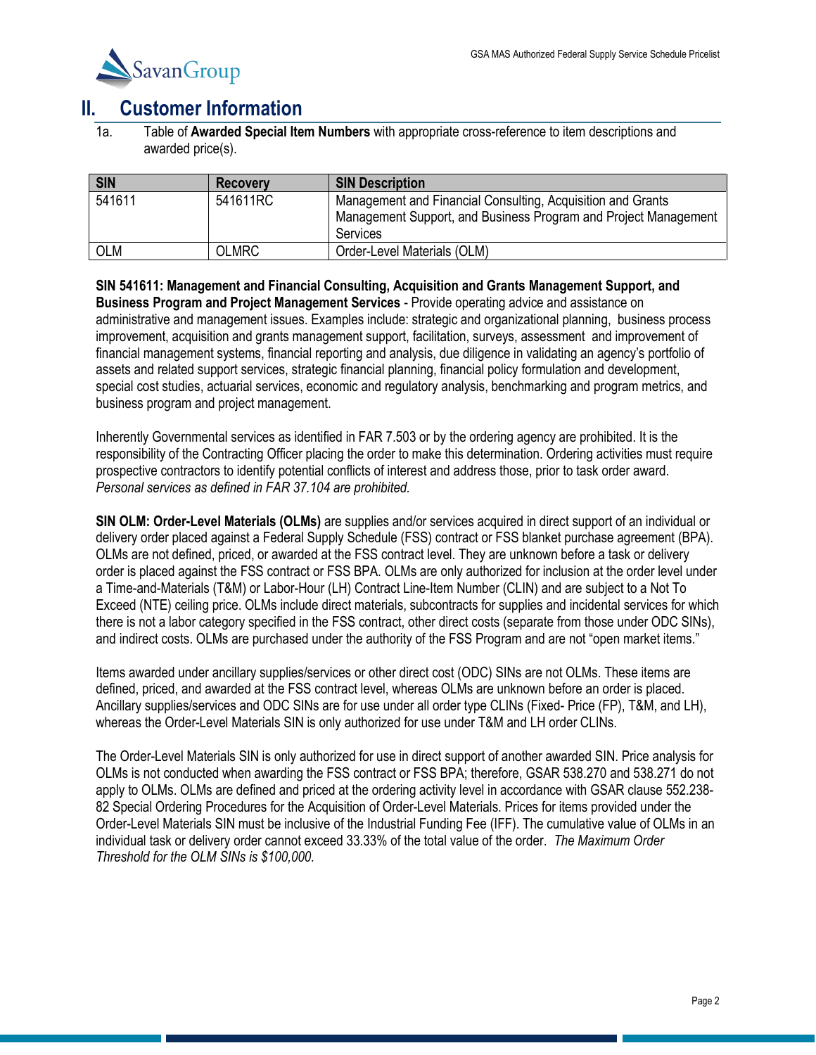## II. Customer Information

1a. Table of **Awarded Special Item Numbers** with appropriate cross-reference to item descriptions and awarded price(s).

| SIN | Recovery | SIN Description |
|---|---|---|
| 541611 | 541611RC | Management and Financial Consulting, Acquisition and Grants Management Support, and Business Program and Project Management Services |
| OLM | OLMRC | Order-Level Materials (OLM) |

**SIN 541611: Management and Financial Consulting, Acquisition and Grants Management Support, and Business Program and Project Management Services** - Provide operating advice and assistance on administrative and management issues. Examples include: strategic and organizational planning, business process improvement, acquisition and grants management support, facilitation, surveys, assessment and improvement of financial management systems, financial reporting and analysis, due diligence in validating an agency's portfolio of assets and related support services, strategic financial planning, financial policy formulation and development, special cost studies, actuarial services, economic and regulatory analysis, benchmarking and program metrics, and business program and project management.

Inherently Governmental services as identified in FAR 7.503 or by the ordering agency are prohibited. It is the responsibility of the Contracting Officer placing the order to make this determination. Ordering activities must require prospective contractors to identify potential conflicts of interest and address those, prior to task order award. *Personal services as defined in FAR 37.104 are prohibited.*

**SIN OLM: Order-Level Materials (OLMs)** are supplies and/or services acquired in direct support of an individual or delivery order placed against a Federal Supply Schedule (FSS) contract or FSS blanket purchase agreement (BPA). OLMs are not defined, priced, or awarded at the FSS contract level. They are unknown before a task or delivery order is placed against the FSS contract or FSS BPA. OLMs are only authorized for inclusion at the order level under a Time-and-Materials (T&M) or Labor-Hour (LH) Contract Line-Item Number (CLIN) and are subject to a Not To Exceed (NTE) ceiling price. OLMs include direct materials, subcontracts for supplies and incidental services for which there is not a labor category specified in the FSS contract, other direct costs (separate from those under ODC SINs), and indirect costs. OLMs are purchased under the authority of the FSS Program and are not "open market items."

Items awarded under ancillary supplies/services or other direct cost (ODC) SINs are not OLMs. These items are defined, priced, and awarded at the FSS contract level, whereas OLMs are unknown before an order is placed. Ancillary supplies/services and ODC SINs are for use under all order type CLINs (Fixed- Price (FP), T&M, and LH), whereas the Order-Level Materials SIN is only authorized for use under T&M and LH order CLINs.

The Order-Level Materials SIN is only authorized for use in direct support of another awarded SIN. Price analysis for OLMs is not conducted when awarding the FSS contract or FSS BPA; therefore, GSAR 538.270 and 538.271 do not apply to OLMs. OLMs are defined and priced at the ordering activity level in accordance with GSAR clause 552.238-82 Special Ordering Procedures for the Acquisition of Order-Level Materials. Prices for items provided under the Order-Level Materials SIN must be inclusive of the Industrial Funding Fee (IFF). The cumulative value of OLMs in an individual task or delivery order cannot exceed 33.33% of the total value of the order. *The Maximum Order Threshold for the OLM SINs is $100,000.*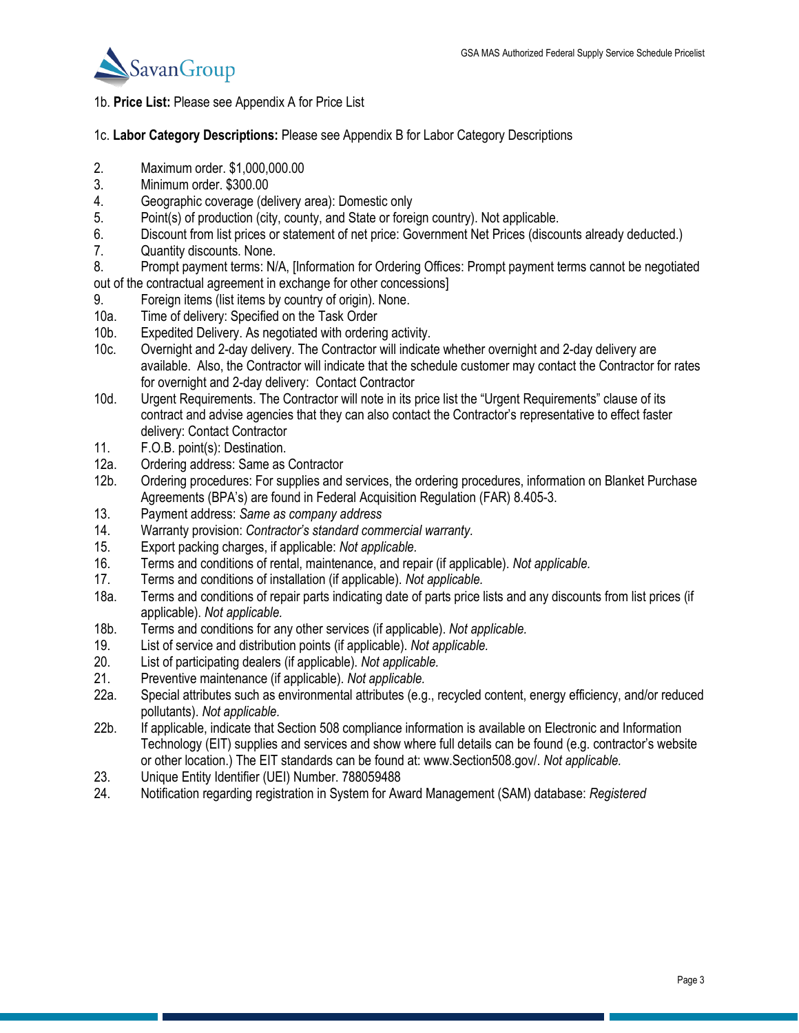1b. **Price List:** Please see Appendix A for Price List

1c. **Labor Category Descriptions:** Please see Appendix B for Labor Category Descriptions

2. Maximum order. $1,000,000.00
3. Minimum order. $300.00
4. Geographic coverage (delivery area): Domestic only
5. Point(s) of production (city, county, and State or foreign country). Not applicable.
6. Discount from list prices or statement of net price: Government Net Prices (discounts already deducted.)
7. Quantity discounts. None.
8. Prompt payment terms: N/A, [Information for Ordering Offices: Prompt payment terms cannot be negotiated out of the contractual agreement in exchange for other concessions]
9. Foreign items (list items by country of origin). None.

10a. Time of delivery: Specified on the Task Order

10b. Expedited Delivery. As negotiated with ordering activity.

10c. Overnight and 2-day delivery. The Contractor will indicate whether overnight and 2-day delivery are available. Also, the Contractor will indicate that the schedule customer may contact the Contractor for rates for overnight and 2-day delivery: Contact Contractor

10d. Urgent Requirements. The Contractor will note in its price list the "Urgent Requirements" clause of its contract and advise agencies that they can also contact the Contractor's representative to effect faster delivery: Contact Contractor

11. F.O.B. point(s): Destination.

12a. Ordering address: Same as Contractor

12b. Ordering procedures: For supplies and services, the ordering procedures, information on Blanket Purchase Agreements (BPA's) are found in Federal Acquisition Regulation (FAR) 8.405-3.

13. Payment address: *Same as company address*
14. Warranty provision: *Contractor's standard commercial warranty.*
15. Export packing charges, if applicable: *Not applicable.*
16. Terms and conditions of rental, maintenance, and repair (if applicable). *Not applicable.*
17. Terms and conditions of installation (if applicable). *Not applicable.*

18a. Terms and conditions of repair parts indicating date of parts price lists and any discounts from list prices (if applicable). *Not applicable.*

18b. Terms and conditions for any other services (if applicable). *Not applicable.*

19. List of service and distribution points (if applicable). *Not applicable.*
20. List of participating dealers (if applicable). *Not applicable.*
21. Preventive maintenance (if applicable). *Not applicable.*

22a. Special attributes such as environmental attributes (e.g., recycled content, energy efficiency, and/or reduced pollutants). *Not applicable.*

22b. If applicable, indicate that Section 508 compliance information is available on Electronic and Information Technology (EIT) supplies and services and show where full details can be found (e.g. contractor's website or other location.) The EIT standards can be found at: www.Section508.gov/. *Not applicable.*

23. Unique Entity Identifier (UEI) Number. 788059488
24. Notification regarding registration in System for Award Management (SAM) database: *Registered*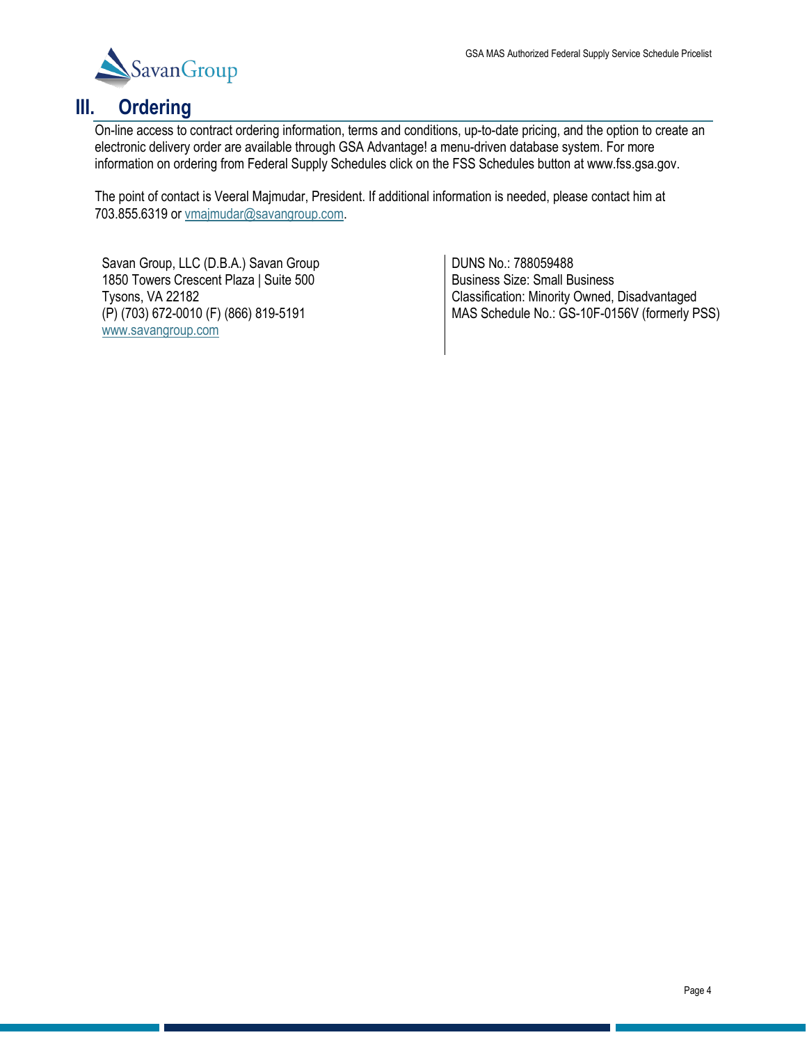## III. Ordering

On-line access to contract ordering information, terms and conditions, up-to-date pricing, and the option to create an electronic delivery order are available through GSA Advantage! a menu-driven database system. For more information on ordering from Federal Supply Schedules click on the FSS Schedules button at www.fss.gsa.gov.

The point of contact is Veeral Majmudar, President. If additional information is needed, please contact him at 703.855.6319 or vmajmudar@savangroup.com.

Savan Group, LLC (D.B.A.) Savan Group
1850 Towers Crescent Plaza | Suite 500
Tysons, VA 22182
(P) (703) 672-0010 (F) (866) 819-5191
www.savangroup.com

DUNS No.: 788059488
Business Size: Small Business
Classification: Minority Owned, Disadvantaged
MAS Schedule No.: GS-10F-0156V (formerly PSS)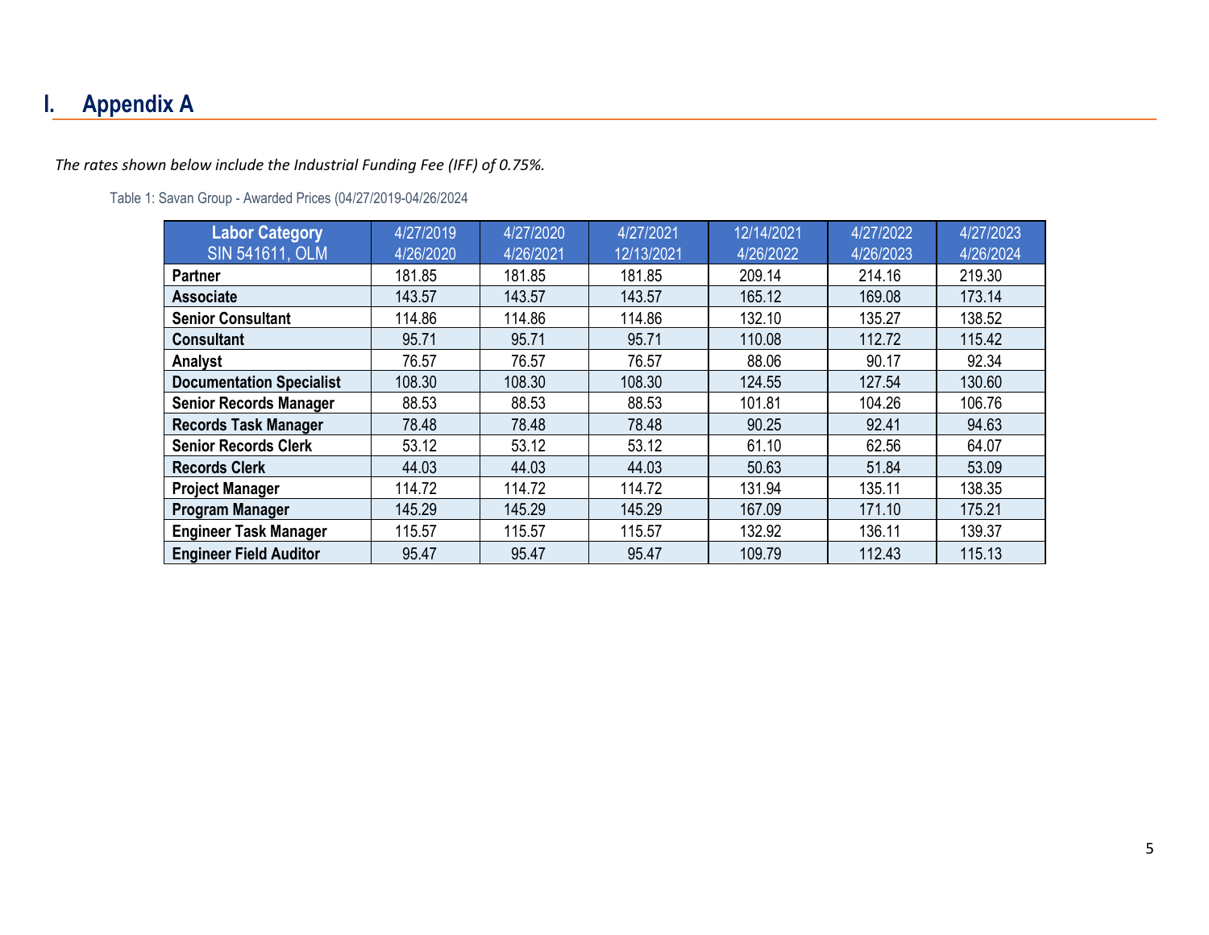# I. Appendix A

*The rates shown below include the Industrial Funding Fee (IFF) of 0.75%.*

Table 1: Savan Group - Awarded Prices (04/27/2019-04/26/2024

| Labor Category SIN 541611, OLM | 4/27/2019 4/26/2020 | 4/27/2020 4/26/2021 | 4/27/2021 12/13/2021 | 12/14/2021 4/26/2022 | 4/27/2022 4/26/2023 | 4/27/2023 4/26/2024 |
|---|---|---|---|---|---|---|
| **Partner** | 181.85 | 181.85 | 181.85 | 209.14 | 214.16 | 219.30 |
| **Associate** | 143.57 | 143.57 | 143.57 | 165.12 | 169.08 | 173.14 |
| **Senior Consultant** | 114.86 | 114.86 | 114.86 | 132.10 | 135.27 | 138.52 |
| **Consultant** | 95.71 | 95.71 | 95.71 | 110.08 | 112.72 | 115.42 |
| **Analyst** | 76.57 | 76.57 | 76.57 | 88.06 | 90.17 | 92.34 |
| **Documentation Specialist** | 108.30 | 108.30 | 108.30 | 124.55 | 127.54 | 130.60 |
| **Senior Records Manager** | 88.53 | 88.53 | 88.53 | 101.81 | 104.26 | 106.76 |
| **Records Task Manager** | 78.48 | 78.48 | 78.48 | 90.25 | 92.41 | 94.63 |
| **Senior Records Clerk** | 53.12 | 53.12 | 53.12 | 61.10 | 62.56 | 64.07 |
| **Records Clerk** | 44.03 | 44.03 | 44.03 | 50.63 | 51.84 | 53.09 |
| **Project Manager** | 114.72 | 114.72 | 114.72 | 131.94 | 135.11 | 138.35 |
| **Program Manager** | 145.29 | 145.29 | 145.29 | 167.09 | 171.10 | 175.21 |
| **Engineer Task Manager** | 115.57 | 115.57 | 115.57 | 132.92 | 136.11 | 139.37 |
| **Engineer Field Auditor** | 95.47 | 95.47 | 95.47 | 109.79 | 112.43 | 115.13 |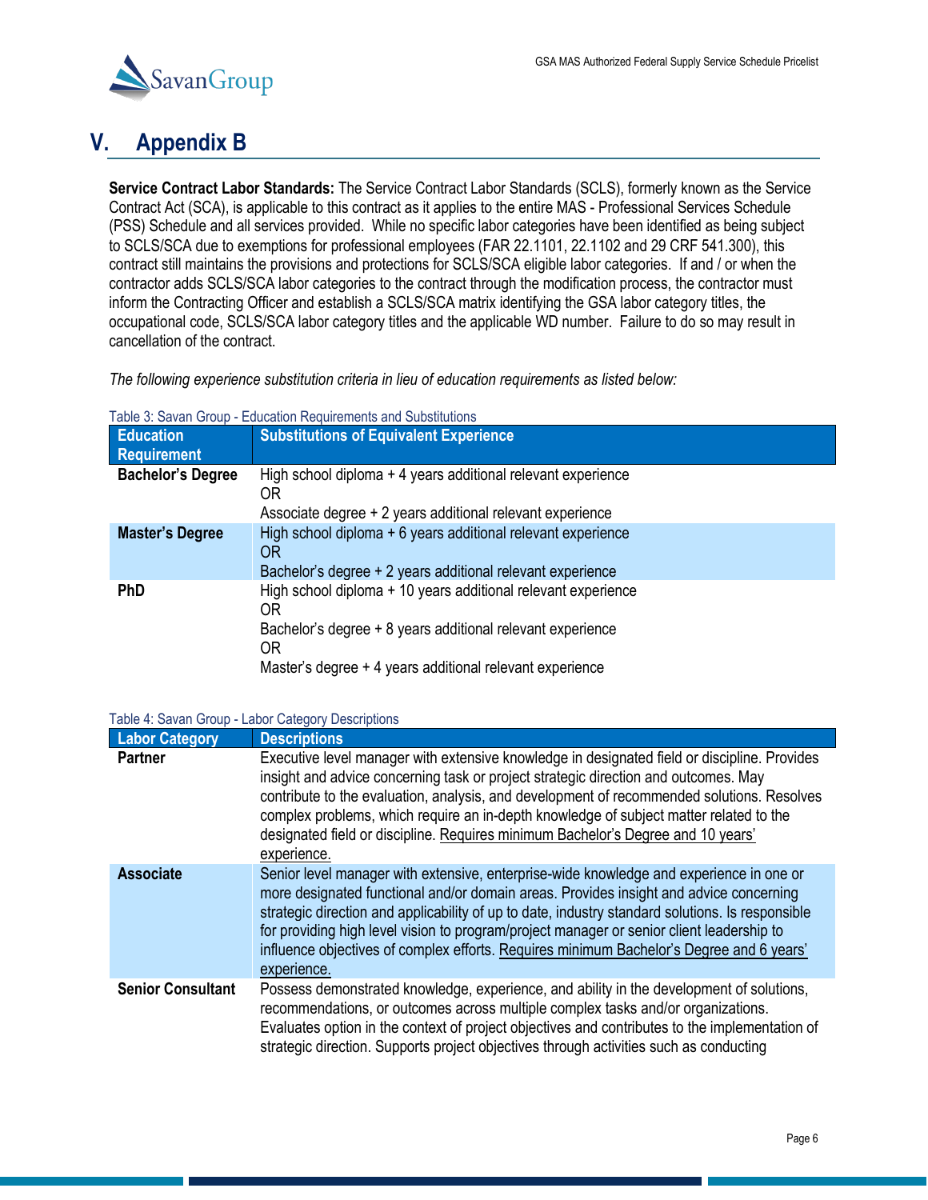# V. Appendix B

**Service Contract Labor Standards:** The Service Contract Labor Standards (SCLS), formerly known as the Service Contract Act (SCA), is applicable to this contract as it applies to the entire MAS - Professional Services Schedule (PSS) Schedule and all services provided. While no specific labor categories have been identified as being subject to SCLS/SCA due to exemptions for professional employees (FAR 22.1101, 22.1102 and 29 CRF 541.300), this contract still maintains the provisions and protections for SCLS/SCA eligible labor categories. If and / or when the contractor adds SCLS/SCA labor categories to the contract through the modification process, the contractor must inform the Contracting Officer and establish a SCLS/SCA matrix identifying the GSA labor category titles, the occupational code, SCLS/SCA labor category titles and the applicable WD number. Failure to do so may result in cancellation of the contract.

*The following experience substitution criteria in lieu of education requirements as listed below:*

Table 3: Savan Group - Education Requirements and Substitutions

| Education Requirement | Substitutions of Equivalent Experience |
|---|---|
| **Bachelor's Degree** | High school diploma + 4 years additional relevant experience<br>OR<br>Associate degree + 2 years additional relevant experience |
| **Master's Degree** | High school diploma + 6 years additional relevant experience<br>OR<br>Bachelor's degree + 2 years additional relevant experience |
| **PhD** | High school diploma + 10 years additional relevant experience<br>OR<br>Bachelor's degree + 8 years additional relevant experience<br>OR<br>Master's degree + 4 years additional relevant experience |

Table 4: Savan Group - Labor Category Descriptions

| Labor Category | Descriptions |
|---|---|
| **Partner** | Executive level manager with extensive knowledge in designated field or discipline. Provides insight and advice concerning task or project strategic direction and outcomes. May contribute to the evaluation, analysis, and development of recommended solutions. Resolves complex problems, which require an in-depth knowledge of subject matter related to the designated field or discipline. <u>Requires minimum Bachelor's Degree and 10 years' experience.</u> |
| **Associate** | Senior level manager with extensive, enterprise-wide knowledge and experience in one or more designated functional and/or domain areas. Provides insight and advice concerning strategic direction and applicability of up to date, industry standard solutions. Is responsible for providing high level vision to program/project manager or senior client leadership to influence objectives of complex efforts. <u>Requires minimum Bachelor's Degree and 6 years' experience.</u> |
| **Senior Consultant** | Possess demonstrated knowledge, experience, and ability in the development of solutions, recommendations, or outcomes across multiple complex tasks and/or organizations. Evaluates option in the context of project objectives and contributes to the implementation of strategic direction. Supports project objectives through activities such as conducting |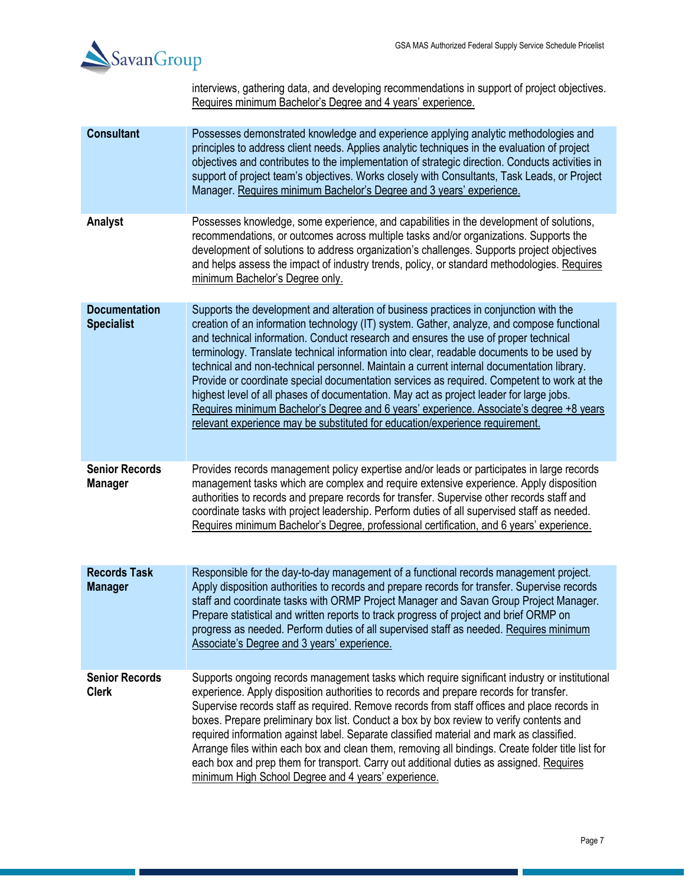| | |
|---|---|
| | interviews, gathering data, and developing recommendations in support of project objectives. Requires minimum Bachelor's Degree and 4 years' experience. |
| **Consultant** | Possesses demonstrated knowledge and experience applying analytic methodologies and principles to address client needs. Applies analytic techniques in the evaluation of project objectives and contributes to the implementation of strategic direction. Conducts activities in support of project team's objectives. Works closely with Consultants, Task Leads, or Project Manager. Requires minimum Bachelor's Degree and 3 years' experience. |
| **Analyst** | Possesses knowledge, some experience, and capabilities in the development of solutions, recommendations, or outcomes across multiple tasks and/or organizations. Supports the development of solutions to address organization's challenges. Supports project objectives and helps assess the impact of industry trends, policy, or standard methodologies. Requires minimum Bachelor's Degree only. |
| **Documentation Specialist** | Supports the development and alteration of business practices in conjunction with the creation of an information technology (IT) system. Gather, analyze, and compose functional and technical information. Conduct research and ensures the use of proper technical terminology. Translate technical information into clear, readable documents to be used by technical and non-technical personnel. Maintain a current internal documentation library. Provide or coordinate special documentation services as required. Competent to work at the highest level of all phases of documentation. May act as project leader for large jobs. Requires minimum Bachelor's Degree and 6 years' experience. Associate's degree +8 years relevant experience may be substituted for education/experience requirement. |
| **Senior Records Manager** | Provides records management policy expertise and/or leads or participates in large records management tasks which are complex and require extensive experience. Apply disposition authorities to records and prepare records for transfer. Supervise other records staff and coordinate tasks with project leadership. Perform duties of all supervised staff as needed. Requires minimum Bachelor's Degree, professional certification, and 6 years' experience. |
| **Records Task Manager** | Responsible for the day-to-day management of a functional records management project. Apply disposition authorities to records and prepare records for transfer. Supervise records staff and coordinate tasks with ORMP Project Manager and Savan Group Project Manager. Prepare statistical and written reports to track progress of project and brief ORMP on progress as needed. Perform duties of all supervised staff as needed. Requires minimum Associate's Degree and 3 years' experience. |
| **Senior Records Clerk** | Supports ongoing records management tasks which require significant industry or institutional experience. Apply disposition authorities to records and prepare records for transfer. Supervise records staff as required. Remove records from staff offices and place records in boxes. Prepare preliminary box list. Conduct a box by box review to verify contents and required information against label. Separate classified material and mark as classified. Arrange files within each box and clean them, removing all bindings. Create folder title list for each box and prep them for transport. Carry out additional duties as assigned. Requires minimum High School Degree and 4 years' experience. |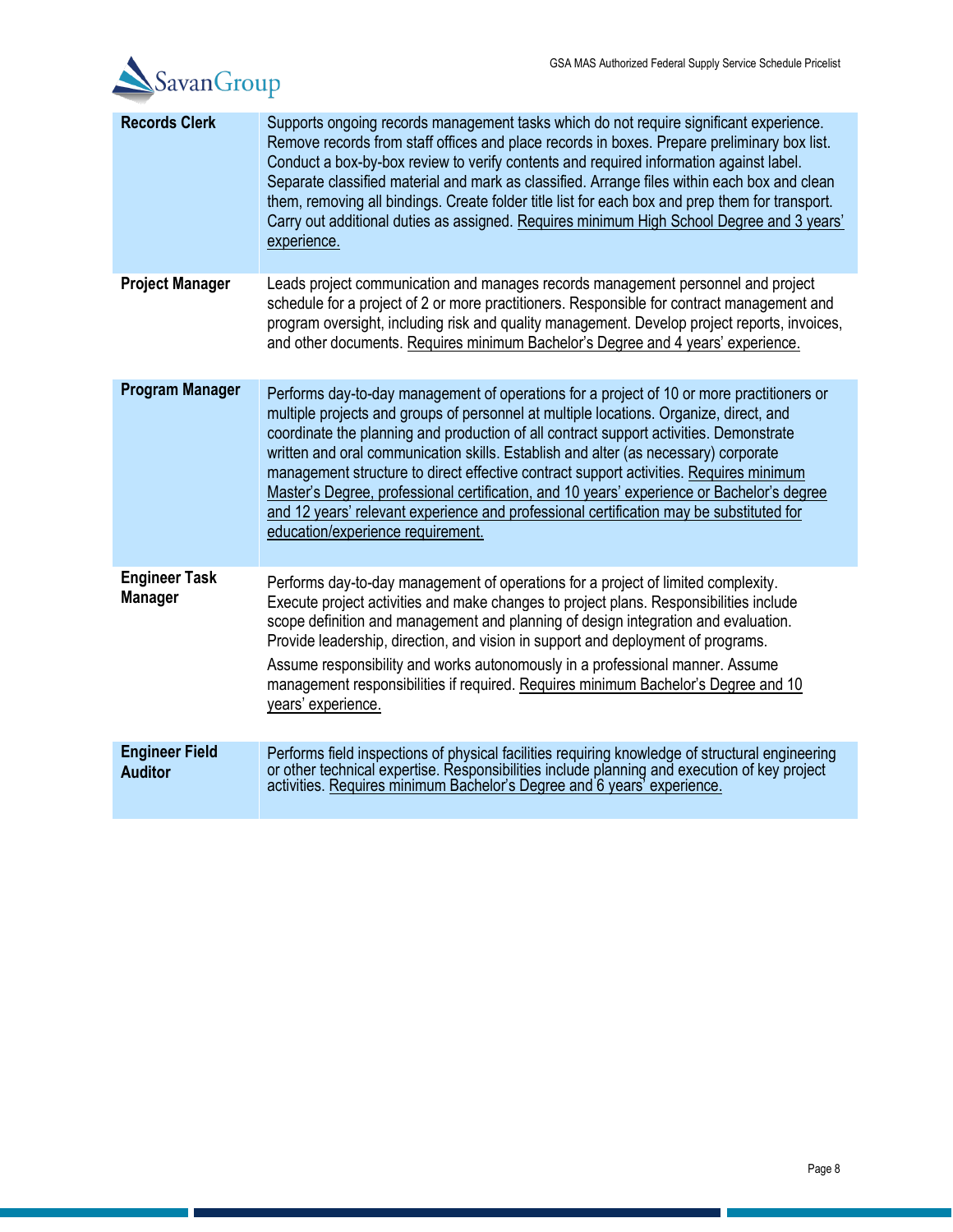| | |
|---|---|
| **Records Clerk** | Supports ongoing records management tasks which do not require significant experience. Remove records from staff offices and place records in boxes. Prepare preliminary box list. Conduct a box-by-box review to verify contents and required information against label. Separate classified material and mark as classified. Arrange files within each box and clean them, removing all bindings. Create folder title list for each box and prep them for transport. Carry out additional duties as assigned. Requires minimum High School Degree and 3 years' experience. |
| **Project Manager** | Leads project communication and manages records management personnel and project schedule for a project of 2 or more practitioners. Responsible for contract management and program oversight, including risk and quality management. Develop project reports, invoices, and other documents. Requires minimum Bachelor's Degree and 4 years' experience. |
| **Program Manager** | Performs day-to-day management of operations for a project of 10 or more practitioners or multiple projects and groups of personnel at multiple locations. Organize, direct, and coordinate the planning and production of all contract support activities. Demonstrate written and oral communication skills. Establish and alter (as necessary) corporate management structure to direct effective contract support activities. Requires minimum Master's Degree, professional certification, and 10 years' experience or Bachelor's degree and 12 years' relevant experience and professional certification may be substituted for education/experience requirement. |
| **Engineer Task Manager** | Performs day-to-day management of operations for a project of limited complexity. Execute project activities and make changes to project plans. Responsibilities include scope definition and management and planning of design integration and evaluation. Provide leadership, direction, and vision in support and deployment of programs. Assume responsibility and works autonomously in a professional manner. Assume management responsibilities if required. Requires minimum Bachelor's Degree and 10 years' experience. |
| **Engineer Field Auditor** | Performs field inspections of physical facilities requiring knowledge of structural engineering or other technical expertise. Responsibilities include planning and execution of key project activities. Requires minimum Bachelor's Degree and 6 years' experience. |